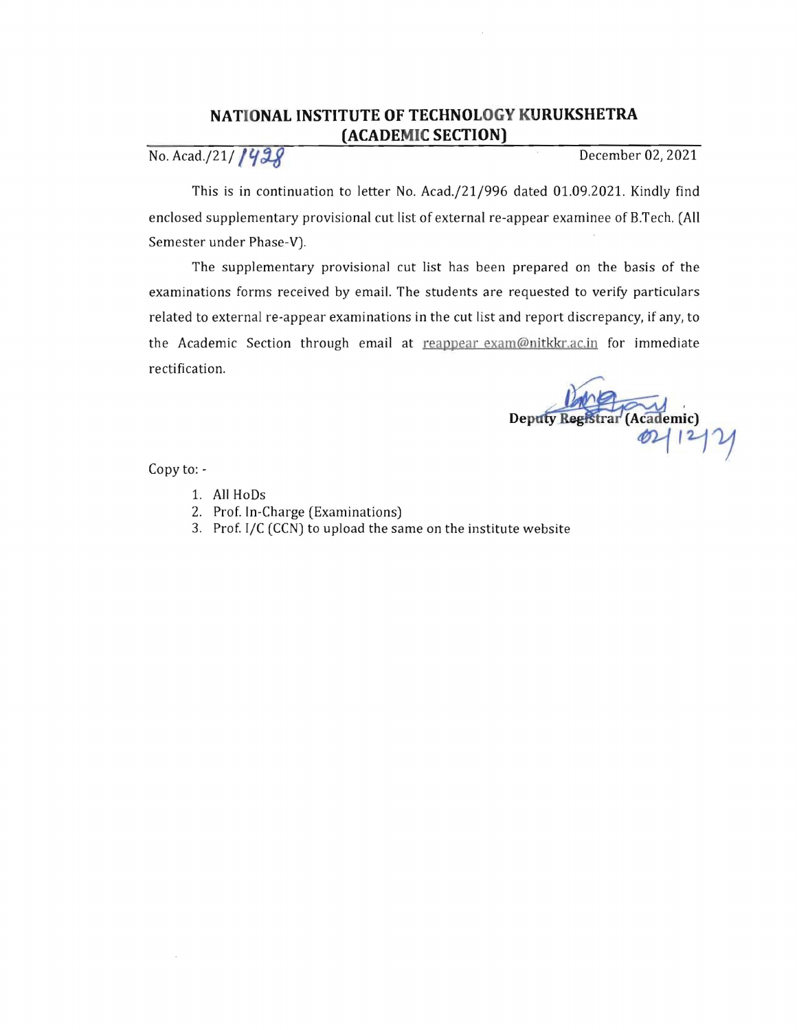# NATIONAL INSTITUTE OF TECHNOLOGY KURUKSHETRA
## (ACADEMIC SECTION)

No. Acad./21/ 1428 December 02, 2021

This is in continuation to letter No. Acad./21/996 dated 01.09.2021. Kindly find enclosed supplementary provisional cut list of external re-appear examinee of B.Tech. (All Semester under Phase-V).

The supplementary provisional cut list has been prepared on the basis of the examinations forms received by email. The students are requested to verify particulars related to external re-appear examinations in the cut list and report discrepancy, if any, to the Academic Section through email at reappear exam@nitkkr.ac.in for immediate rectification.

**Deputy Registrar (Academic)**
02/12/21

Copy to: -

1. All HoDs
2. Prof. In-Charge (Examinations)
3. Prof. I/C (CCN) to upload the same on the institute website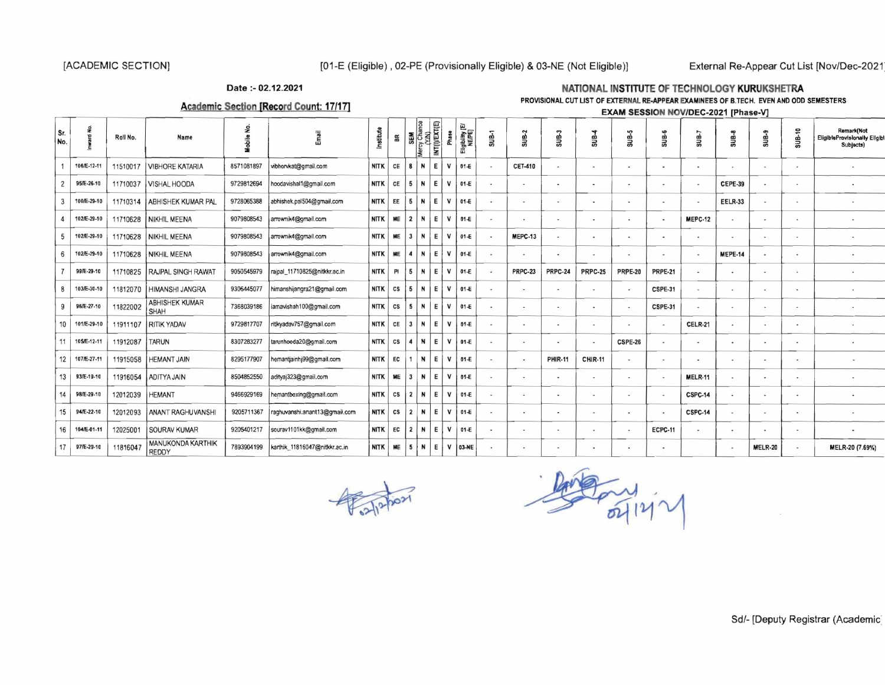[ACADEMIC SECTION] [01-E (Eligible) , 02-PE (Provisionally Eligible) & 03-NE (Not Eligible)] External Re-Appear Cut List [Nov/Dec-2021]

**Date :- 02.12.2021**

**Academic Section [Record Count: 17/17]**

## NATIONAL INSTITUTE OF TECHNOLOGY KURUKSHETRA

**PROVISIONAL CUT LIST OF EXTERNAL RE-APPEAR EXAMINEES OF B.TECH. EVEN AND ODD SEMESTERS**

**EXAM SESSION NOV/DEC-2021 [Phase-V]**

| Sr. No. | Inward No. | Roll No. | Name | Mobile No. | Email | Institute | BR | SEM | Mercy Chance (Y/N) | INT(I)/EXT(E) | Phase | Eligibility [E/NE/PE] | SUB-1 | SUB-2 | SUB-3 | SUB-4 | SUB-5 | SUB-6 | SUB-7 | SUB-8 | SUB-9 | SUB-10 | Remark(Not Eligible/Provisionally Eligible Subjects) |
|---|---|---|---|---|---|---|---|---|---|---|---|---|---|---|---|---|---|---|---|---|---|---|---|
| 1 | 106/E-12-11 | 11510017 | VIBHORE KATARIA | 8571081897 | vibhorvkat@gmail.com | NITK | CE | 8 | N | E | V | 01-E | - | CET-410 | - | - | - | - | - | - | - | - | - |
| 2 | 95/E-26-10 | 11710037 | VISHAL HOODA | 9729812694 | hoodavishal1@gmail.com | NITK | CE | 5 | N | E | V | 01-E | - | - | - | - | - | - | - | CEPE-39 | - | - | - |
| 3 | 100/E-29-10 | 11710314 | ABHISHEK KUMAR PAL | 9728065388 | abhishek.pal504@gmail.com | NITK | EE | 5 | N | E | V | 01-E | - | - | - | - | - | - | - | EELR-33 | - | - | - |
| 4 | 102/E-29-10 | 11710628 | NIKHIL MEENA | 9079808543 | arrownik4@gmail.com | NITK | ME | 2 | N | E | V | 01-E | - | - | - | - | - | - | MEPC-12 | - | - | - | - |
| 5 | 102/E-29-10 | 11710628 | NIKHIL MEENA | 9079808543 | arrownik4@gmail.com | NITK | ME | 3 | N | E | V | 01-E | - | MEPC-13 | - | - | - | - | - | - | - | - | - |
| 6 | 102/E-29-10 | 11710628 | NIKHIL MEENA | 9079808543 | arrownik4@gmail.com | NITK | ME | 4 | N | E | V | 01-E | - | - | - | - | - | - | - | MEPE-14 | - | - | - |
| 7 | 99/E-29-10 | 11710825 | RAJPAL SINGH RAWAT | 9050545979 | rajpal_11710825@nitkkr.ac.in | NITK | PI | 5 | N | E | V | 01-E | - | PRPC-23 | PRPC-24 | PRPC-25 | PRPE-20 | PRPE-21 | - | - | - | - | - |
| 8 | 103/E-30-10 | 11812070 | HIMANSHI JANGRA | 9306445077 | himanshijangra21@gmail.com | NITK | CS | 5 | N | E | V | 01-E | - | - | - | - | - | CSPE-31 | - | - | - | - | - |
| 9 | 96/E-27-10 | 11822002 | ABHISHEK KUMAR SHAH | 7368039186 | iamavishah100@gmail.com | NITK | CS | 5 | N | E | V | 01-E | - | - | - | - | - | CSPE-31 | - | - | - | - | - |
| 10 | 101/E-29-10 | 11911107 | RITIK YADAV | 9729817707 | ritikyadav757@gmail.com | NITK | CE | 3 | N | E | V | 01-E | - | - | - | - | - | - | CELR-21 | - | - | - | - |
| 11 | 105/E-12-11 | 11912087 | TARUN | 8307283277 | tarunhooda20@gmail.com | NITK | CS | 4 | N | E | V | 01-E | - | - | - | - | CSPE-26 | - | - | - | - | - | - |
| 12 | 107/E-27-11 | 11915058 | HEMANT JAIN | 8295177907 | hemantjainhj99@gmail.com | NITK | EC | 1 | N | E | V | 01-E | - | - | PHIR-11 | CHIR-11 | - | - | - | - | - | - | - |
| 13 | 93/E-19-10 | 11916054 | ADITYA JAIN | 8504852550 | adityaj323@gmail.com | NITK | ME | 3 | N | E | V | 01-E | - | - | - | - | - | - | MELR-11 | - | - | - | - |
| 14 | 98/E-29-10 | 12012039 | HEMANT | 9466929169 | hemantboxing@gmail.com | NITK | CS | 2 | N | E | V | 01-E | - | - | - | - | - | - | CSPC-14 | - | - | - | - |
| 15 | 94/E-22-10 | 12012093 | ANANT RAGHUVANSHI | 9205711367 | raghuvanshi.anant13@gmail.com | NITK | CS | 2 | N | E | V | 01-E | - | - | - | - | - | - | CSPC-14 | - | - | - | - |
| 16 | 104/E-01-11 | 12025001 | SOURAV KUMAR | 9205401217 | sourav1101kk@gmail.com | NITK | EC | 2 | N | E | V | 01-E | - | - | - | - | - | ECPC-11 | - | - | - | - | - |
| 17 | 97/E-29-10 | 11816047 | MANUKONDA KARTHIK REDDY | 7893904199 | karthik_11816047@nitkkr.ac.in | NITK | ME | 5 | N | E | V | 03-NE | - | - | - | - | - | - | | - | MELR-20 | - | MELR-20 (7.69%) |

02/12/2021 02/12/21

Sd/- [Deputy Registrar (Academic)]